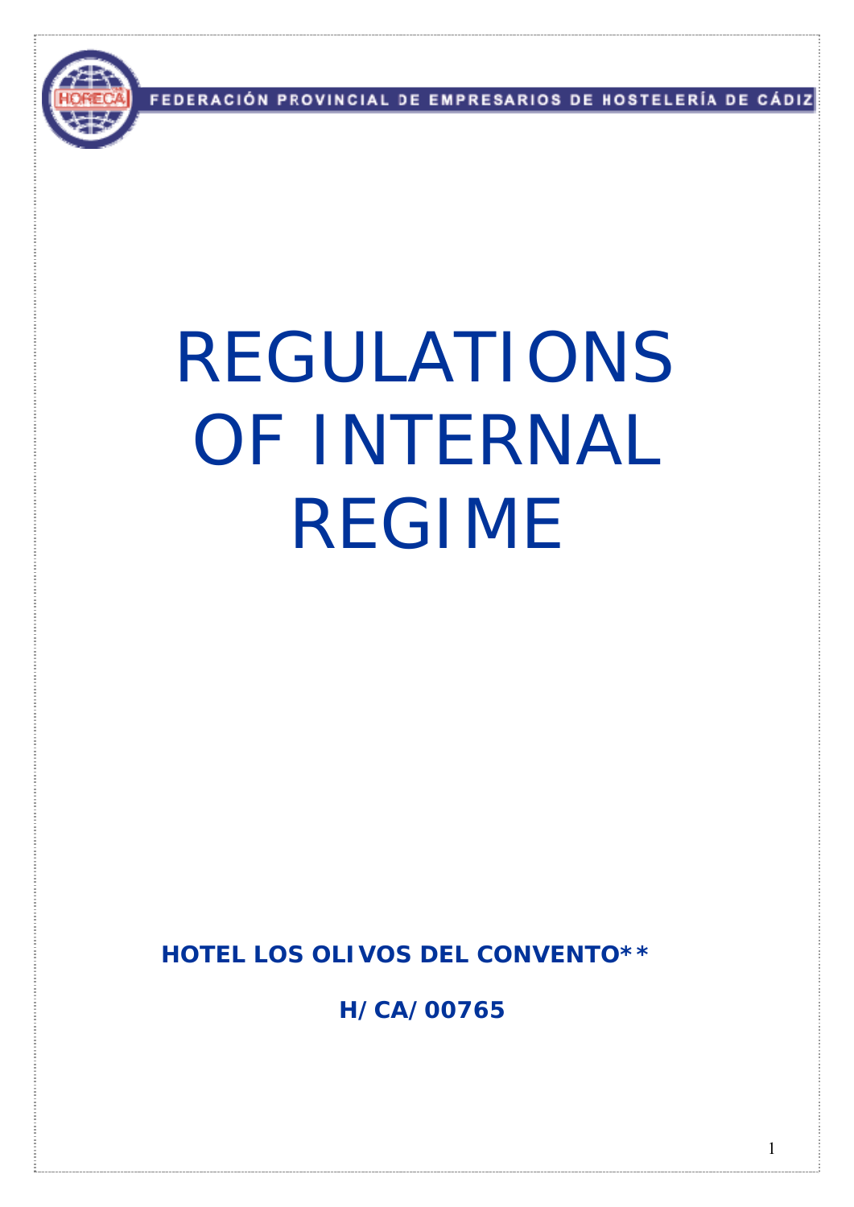FEDERACIÓN PROVINCIAL DE EMPRESARIOS DE HOSTELERÍA DE CÁDIZ

# REGULATIONS OF INTERNAL REGIME

**HOTEL LOS OLIVOS DEL CONVENTO****

**H/CA/00765**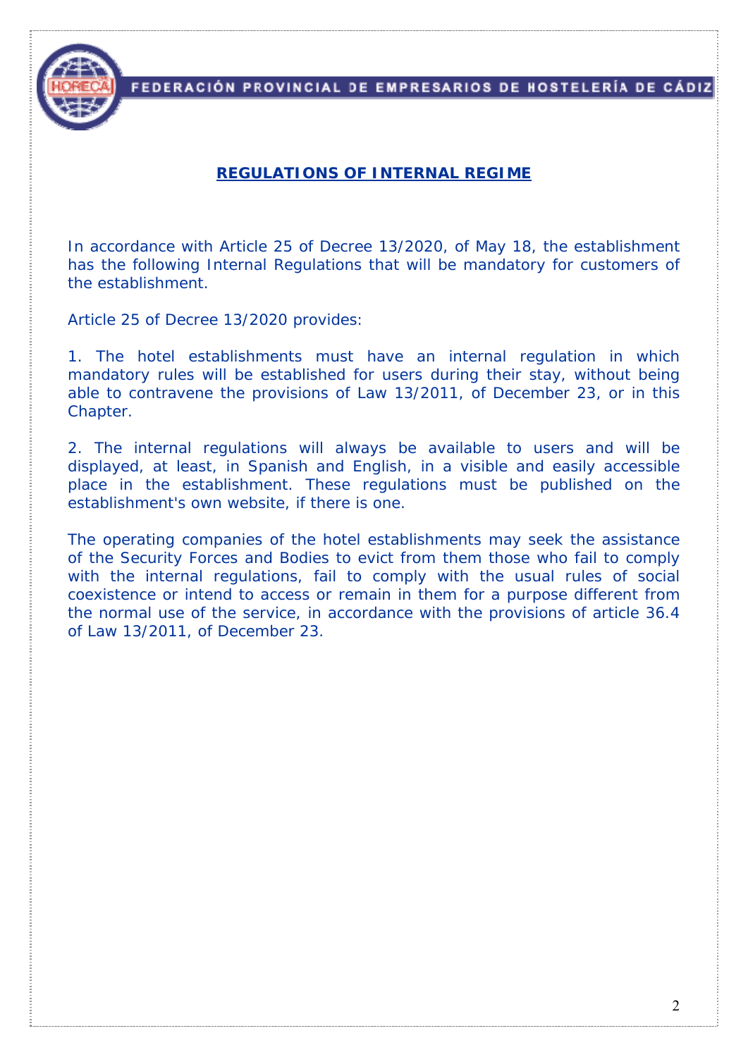## REGULATIONS OF INTERNAL REGIME

In accordance with Article 25 of Decree 13/2020, of May 18, the establishment has the following Internal Regulations that will be mandatory for customers of the establishment.

Article 25 of Decree 13/2020 provides:

1. The hotel establishments must have an internal regulation in which mandatory rules will be established for users during their stay, without being able to contravene the provisions of Law 13/2011, of December 23, or in this Chapter.

2. The internal regulations will always be available to users and will be displayed, at least, in Spanish and English, in a visible and easily accessible place in the establishment. These regulations must be published on the establishment's own website, if there is one.

The operating companies of the hotel establishments may seek the assistance of the Security Forces and Bodies to evict from them those who fail to comply with the internal regulations, fail to comply with the usual rules of social coexistence or intend to access or remain in them for a purpose different from the normal use of the service, in accordance with the provisions of article 36.4 of Law 13/2011, of December 23.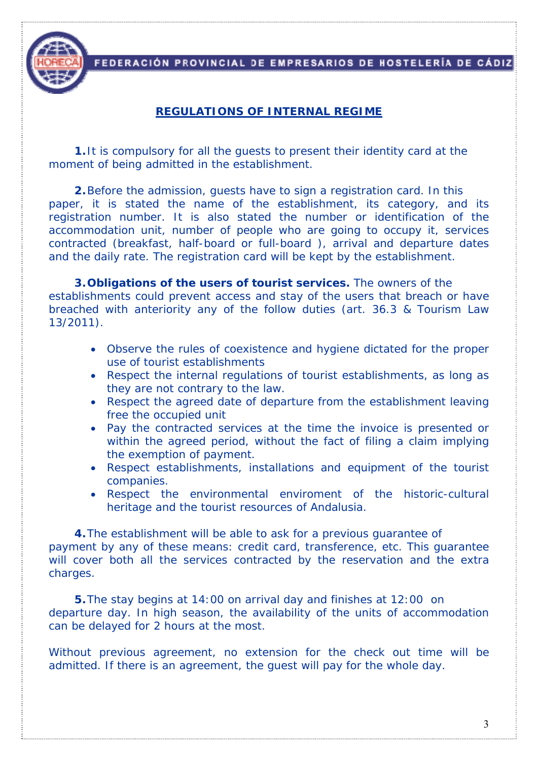## REGULATIONS OF INTERNAL REGIME

**1.** It is compulsory for all the guests to present their identity card at the moment of being admitted in the establishment.

**2.** Before the admission, guests have to sign a registration card. In this paper, it is stated the name of the establishment, its category, and its registration number. It is also stated the number or identification of the accommodation unit, number of people who are going to occupy it, services contracted (breakfast, half-board or full-board ), arrival and departure dates and the daily rate. The registration card will be kept by the establishment.

**3. Obligations of the users of tourist services.** The owners of the establishments could prevent access and stay of the users that breach or have breached with anteriority any of the follow duties (art. 36.3 & Tourism Law 13/2011).

- Observe the rules of coexistence and hygiene dictated for the proper use of tourist establishments
- Respect the internal regulations of tourist establishments, as long as they are not contrary to the law.
- Respect the agreed date of departure from the establishment leaving free the occupied unit
- Pay the contracted services at the time the invoice is presented or within the agreed period, without the fact of filing a claim implying the exemption of payment.
- Respect establishments, installations and equipment of the tourist companies.
- Respect the environmental enviroment of the historic-cultural heritage and the tourist resources of Andalusia.

**4.** The establishment will be able to ask for a previous guarantee of payment by any of these means: credit card, transference, etc. This guarantee will cover both all the services contracted by the reservation and the extra charges.

**5.** The stay begins at 14:00 on arrival day and finishes at 12:00 on departure day. In high season, the availability of the units of accommodation can be delayed for 2 hours at the most.

Without previous agreement, no extension for the check out time will be admitted. If there is an agreement, the guest will pay for the whole day.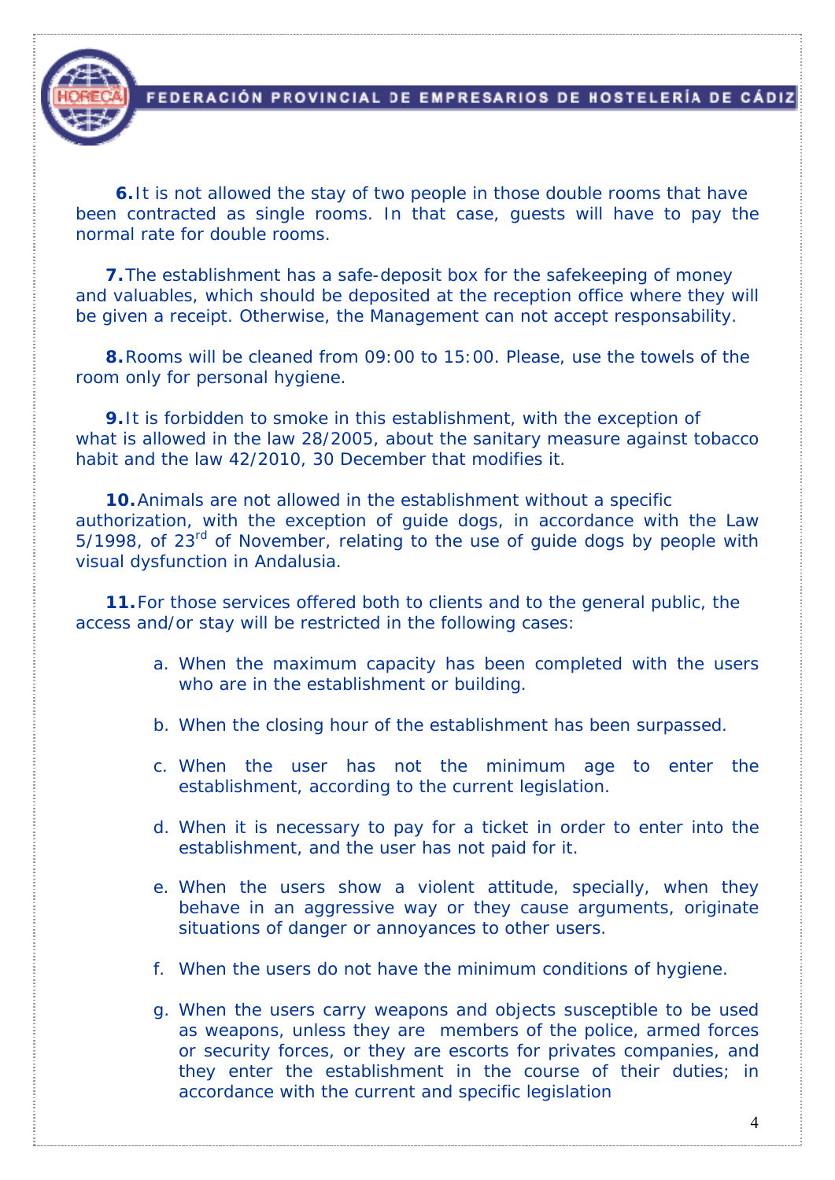**6.** It is not allowed the stay of two people in those double rooms that have been contracted as single rooms. In that case, guests will have to pay the normal rate for double rooms.

**7.** The establishment has a safe-deposit box for the safekeeping of money and valuables, which should be deposited at the reception office where they will be given a receipt. Otherwise, the Management can not accept responsability.

**8.** Rooms will be cleaned from 09:00 to 15:00. Please, use the towels of the room only for personal hygiene.

**9.** It is forbidden to smoke in this establishment, with the exception of what is allowed in the law 28/2005, about the sanitary measure against tobacco habit and the law 42/2010, 30 December that modifies it.

**10.** Animals are not allowed in the establishment without a specific authorization, with the exception of guide dogs, in accordance with the Law 5/1998, of 23rd of November, relating to the use of guide dogs by people with visual dysfunction in Andalusia.

**11.** For those services offered both to clients and to the general public, the access and/or stay will be restricted in the following cases:

a. When the maximum capacity has been completed with the users who are in the establishment or building.

b. When the closing hour of the establishment has been surpassed.

c. When the user has not the minimum age to enter the establishment, according to the current legislation.

d. When it is necessary to pay for a ticket in order to enter into the establishment, and the user has not paid for it.

e. When the users show a violent attitude, specially, when they behave in an aggressive way or they cause arguments, originate situations of danger or annoyances to other users.

f. When the users do not have the minimum conditions of hygiene.

g. When the users carry weapons and objects susceptible to be used as weapons, unless they are members of the police, armed forces or security forces, or they are escorts for privates companies, and they enter the establishment in the course of their duties; in accordance with the current and specific legislation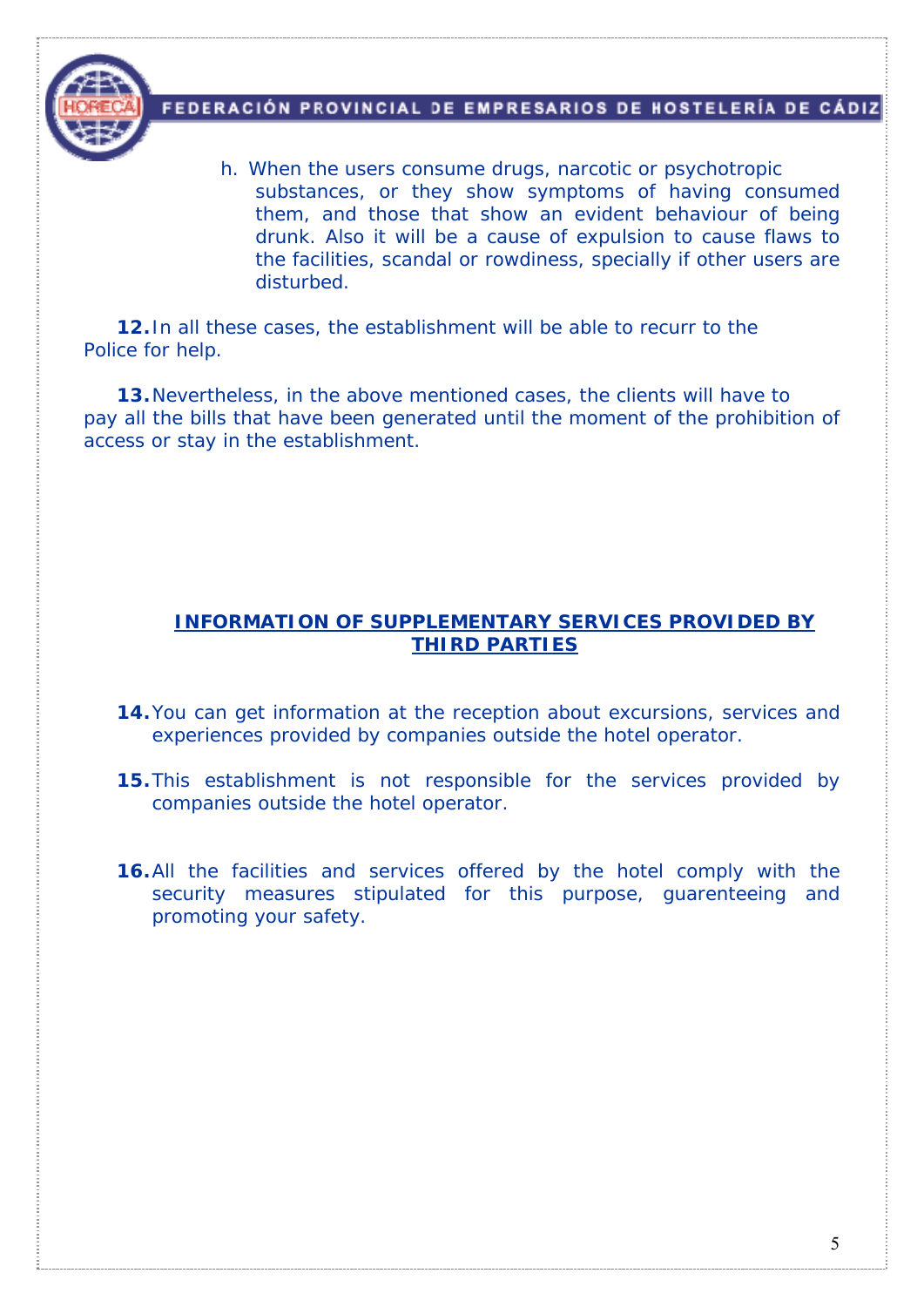h. When the users consume drugs, narcotic or psychotropic substances, or they show symptoms of having consumed them, and those that show an evident behaviour of being drunk. Also it will be a cause of expulsion to cause flaws to the facilities, scandal or rowdiness, specially if other users are disturbed.

**12.** In all these cases, the establishment will be able to recurr to the Police for help.

**13.** Nevertheless, in the above mentioned cases, the clients will have to pay all the bills that have been generated until the moment of the prohibition of access or stay in the establishment.

## INFORMATION OF SUPPLEMENTARY SERVICES PROVIDED BY THIRD PARTIES

**14.** You can get information at the reception about excursions, services and experiences provided by companies outside the hotel operator.

**15.** This establishment is not responsible for the services provided by companies outside the hotel operator.

**16.** All the facilities and services offered by the hotel comply with the security measures stipulated for this purpose, guarenteeing and promoting your safety.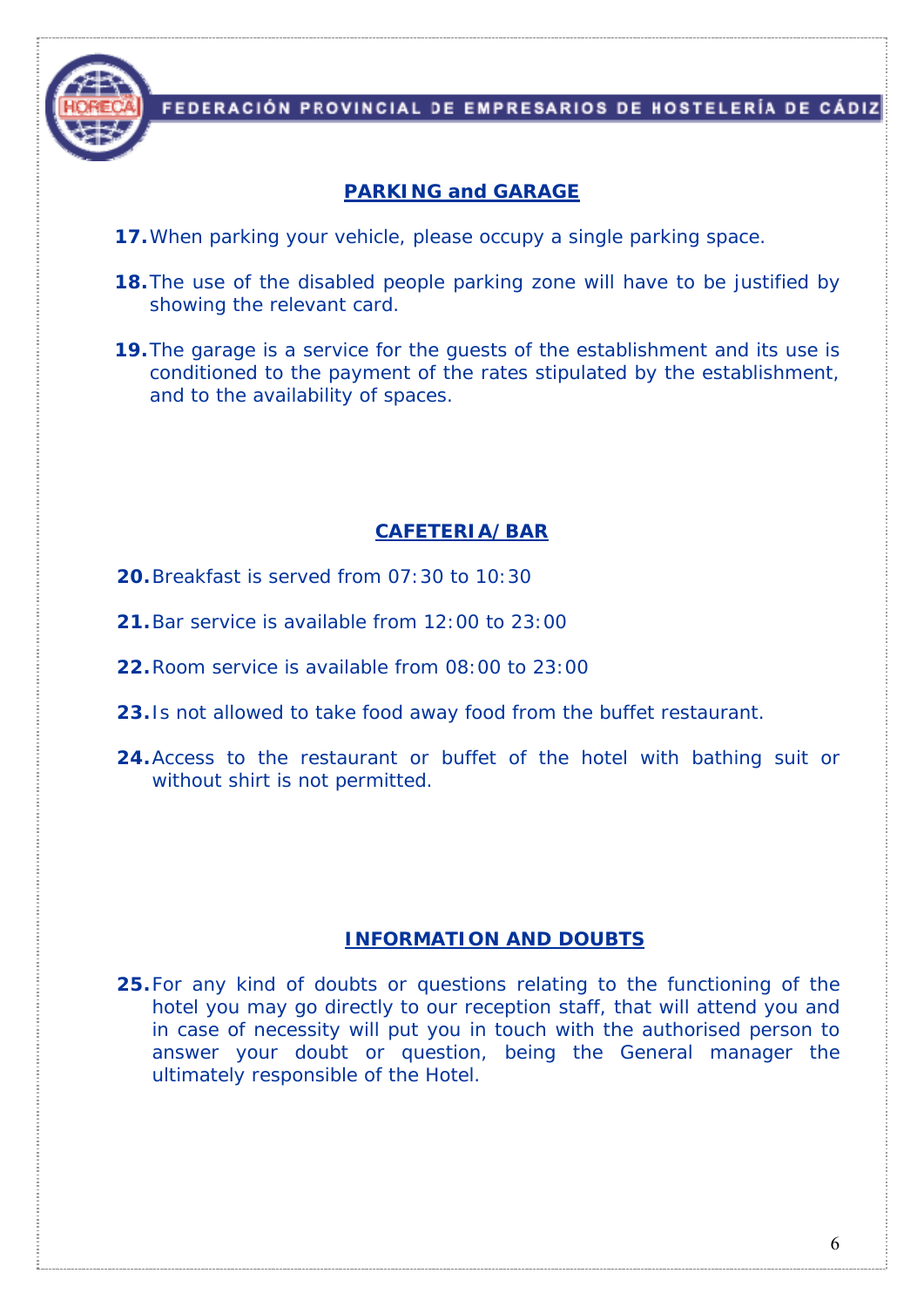## PARKING and GARAGE

17. When parking your vehicle, please occupy a single parking space.

18. The use of the disabled people parking zone will have to be justified by showing the relevant card.

19. The garage is a service for the guests of the establishment and its use is conditioned to the payment of the rates stipulated by the establishment, and to the availability of spaces.

## CAFETERIA/BAR

20. Breakfast is served from 07:30 to 10:30

21. Bar service is available from 12:00 to 23:00

22. Room service is available from 08:00 to 23:00

23. Is not allowed to take food away food from the buffet restaurant.

24. Access to the restaurant or buffet of the hotel with bathing suit or without shirt is not permitted.

## INFORMATION AND DOUBTS

25. For any kind of doubts or questions relating to the functioning of the hotel you may go directly to our reception staff, that will attend you and in case of necessity will put you in touch with the authorised person to answer your doubt or question, being the General manager the ultimately responsible of the Hotel.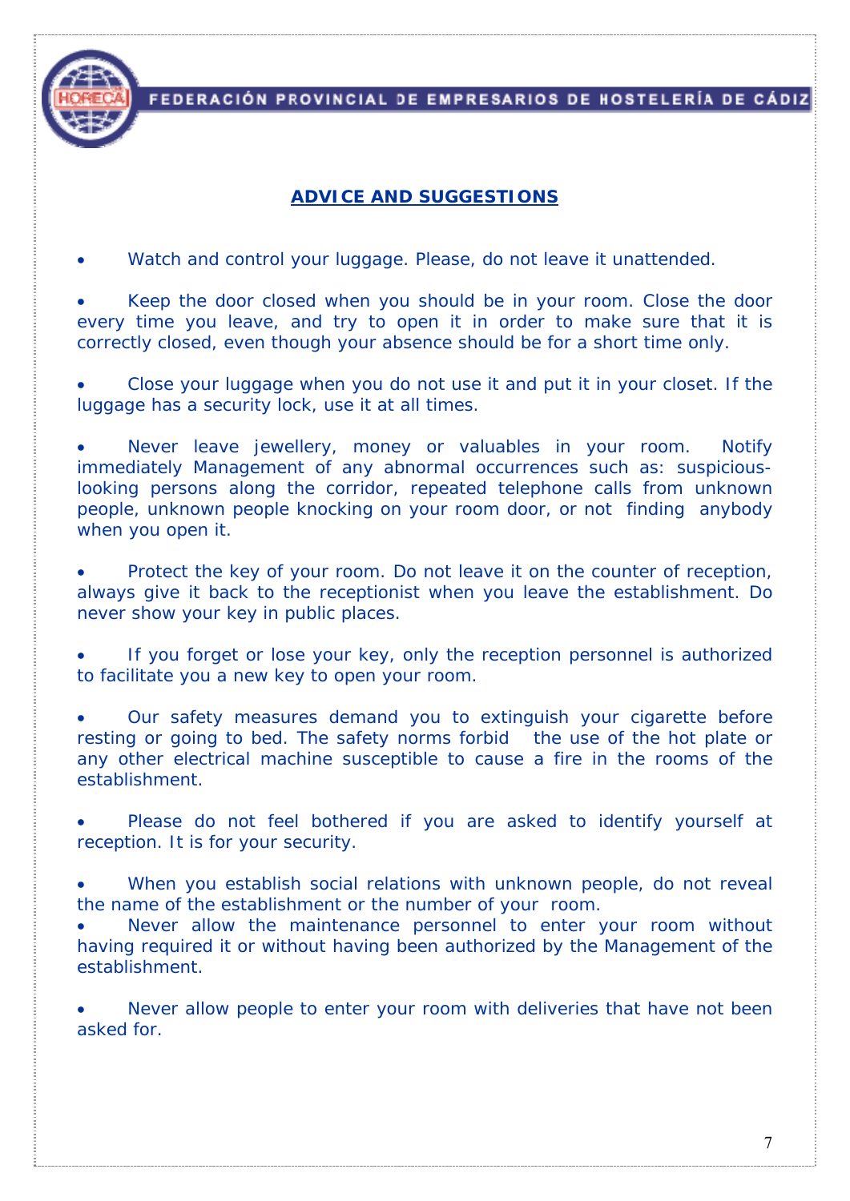## ADVICE AND SUGGESTIONS

- Watch and control your luggage. Please, do not leave it unattended.

- Keep the door closed when you should be in your room. Close the door every time you leave, and try to open it in order to make sure that it is correctly closed, even though your absence should be for a short time only.

- Close your luggage when you do not use it and put it in your closet. If the luggage has a security lock, use it at all times.

- Never leave jewellery, money or valuables in your room. Notify immediately Management of any abnormal occurrences such as: suspicious-looking persons along the corridor, repeated telephone calls from unknown people, unknown people knocking on your room door, or not finding anybody when you open it.

- Protect the key of your room. Do not leave it on the counter of reception, always give it back to the receptionist when you leave the establishment. Do never show your key in public places.

- If you forget or lose your key, only the reception personnel is authorized to facilitate you a new key to open your room.

- Our safety measures demand you to extinguish your cigarette before resting or going to bed. The safety norms forbid the use of the hot plate or any other electrical machine susceptible to cause a fire in the rooms of the establishment.

- Please do not feel bothered if you are asked to identify yourself at reception. It is for your security.

- When you establish social relations with unknown people, do not reveal the name of the establishment or the number of your room.
- Never allow the maintenance personnel to enter your room without having required it or without having been authorized by the Management of the establishment.

- Never allow people to enter your room with deliveries that have not been asked for.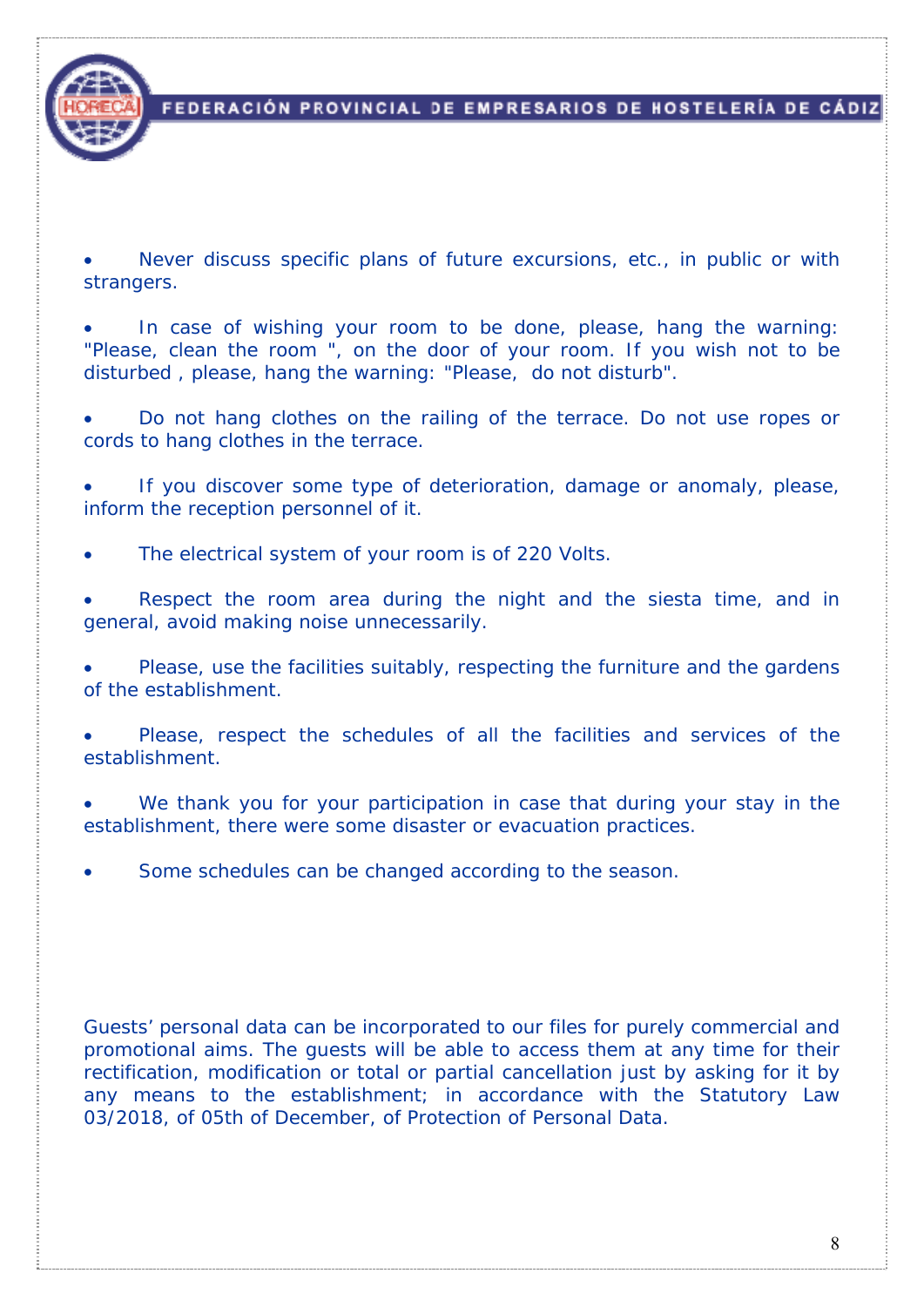- Never discuss specific plans of future excursions, etc., in public or with strangers.

- In case of wishing your room to be done, please, hang the warning: "Please, clean the room ", on the door of your room. If you wish not to be disturbed , please, hang the warning: "Please, do not disturb".

- Do not hang clothes on the railing of the terrace. Do not use ropes or cords to hang clothes in the terrace.

- If you discover some type of deterioration, damage or anomaly, please, inform the reception personnel of it.

- The electrical system of your room is of 220 Volts.

- Respect the room area during the night and the siesta time, and in general, avoid making noise unnecessarily.

- Please, use the facilities suitably, respecting the furniture and the gardens of the establishment.

- Please, respect the schedules of all the facilities and services of the establishment.

- We thank you for your participation in case that during your stay in the establishment, there were some disaster or evacuation practices.

- Some schedules can be changed according to the season.

Guests' personal data can be incorporated to our files for purely commercial and promotional aims. The guests will be able to access them at any time for their rectification, modification or total or partial cancellation just by asking for it by any means to the establishment; in accordance with the Statutory Law 03/2018, of 05th of December, of Protection of Personal Data.